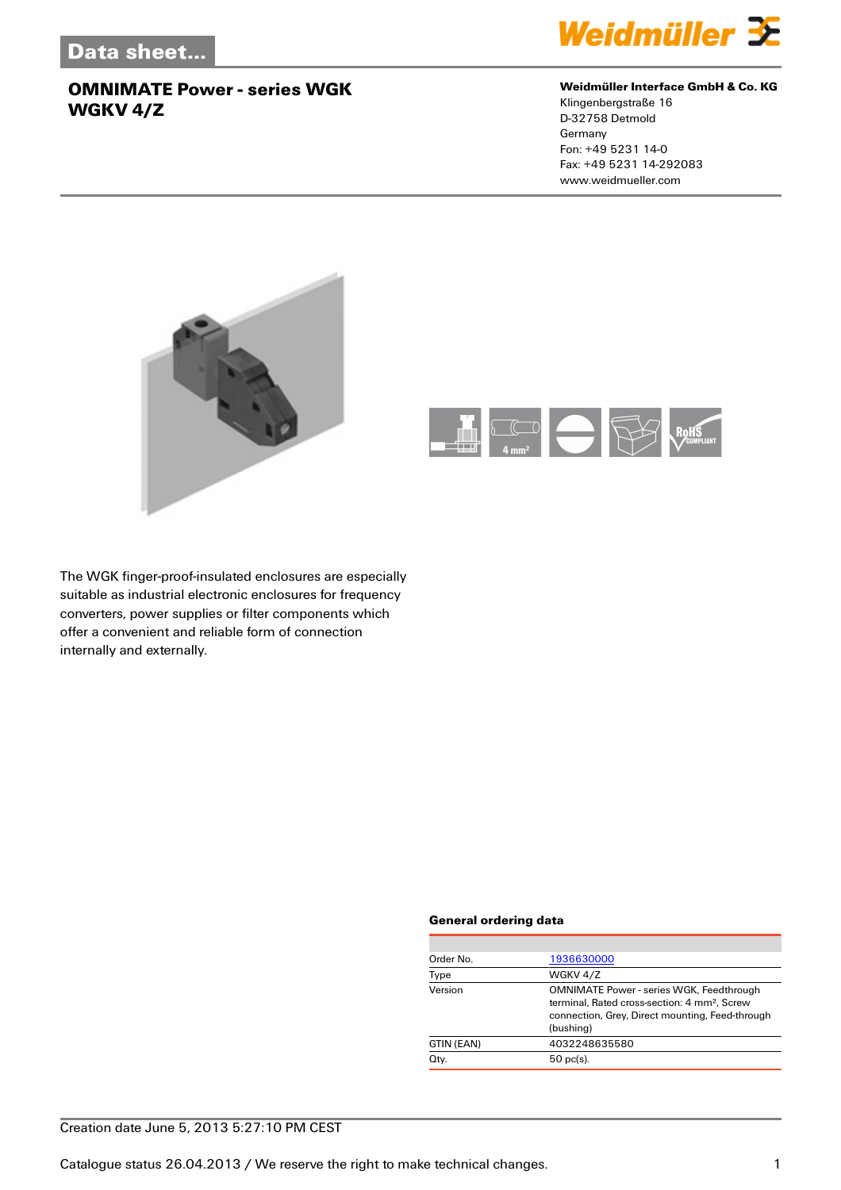Data sheet...

# OMNIMATE Power - series WGK
# WGKV 4/Z

**Weidmüller Interface GmbH & Co. KG**
Klingenbergstraße 16
D-32758 Detmold
Germany
Fon: +49 5231 14-0
Fax: +49 5231 14-292083
www.weidmueller.com

The WGK finger-proof-insulated enclosures are especially suitable as industrial electronic enclosures for frequency converters, power supplies or filter components which offer a convenient and reliable form of connection internally and externally.

### General ordering data

| | |
|---|---|
| Order No. | 1936630000 |
| Type | WGKV 4/Z |
| Version | OMNIMATE Power - series WGK, Feedthrough terminal, Rated cross-section: 4 mm², Screw connection, Grey, Direct mounting, Feed-through (bushing) |
| GTIN (EAN) | 4032248635580 |
| Qty. | 50 pc(s). |

Creation date June 5, 2013 5:27:10 PM CEST

Catalogue status 26.04.2013 / We reserve the right to make technical changes.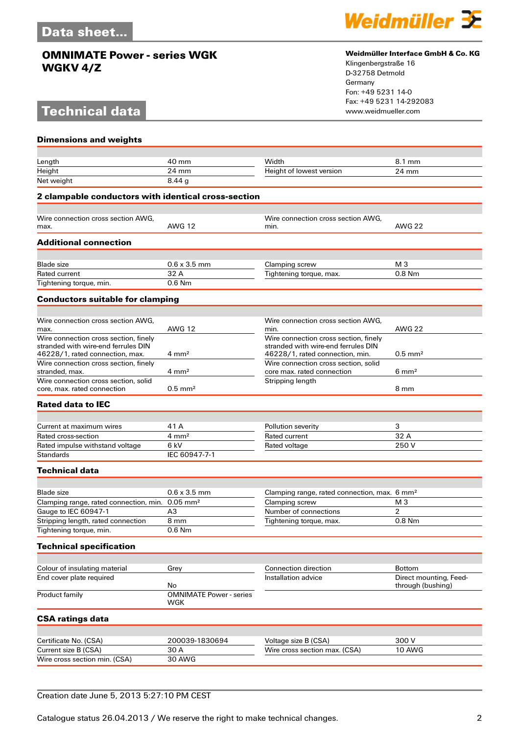# OMNIMATE Power - series WGK
# WGKV 4/Z

**Weidmüller Interface GmbH & Co. KG**
Klingenbergstraße 16
D-32758 Detmold
Germany
Fon: +49 5231 14-0
Fax: +49 5231 14-292083
www.weidmueller.com

## Technical data

### Dimensions and weights

| | | | |
|---|---|---|---|
| Length | 40 mm | Width | 8.1 mm |
| Height | 24 mm | Height of lowest version | 24 mm |
| Net weight | 8.44 g | | |

### 2 clampable conductors with identical cross-section

| | | | |
|---|---|---|---|
| Wire connection cross section AWG, max. | AWG 12 | Wire connection cross section AWG, min. | AWG 22 |

### Additional connection

| | | | |
|---|---|---|---|
| Blade size | 0.6 x 3.5 mm | Clamping screw | M 3 |
| Rated current | 32 A | Tightening torque, max. | 0.8 Nm |
| Tightening torque, min. | 0.6 Nm | | |

### Conductors suitable for clamping

| | | | |
|---|---|---|---|
| Wire connection cross section AWG, max. | AWG 12 | Wire connection cross section AWG, min. | AWG 22 |
| Wire connection cross section, finely stranded with wire-end ferrules DIN 46228/1, rated connection, max. | 4 mm² | Wire connection cross section, finely stranded with wire-end ferrules DIN 46228/1, rated connection, min. | 0.5 mm² |
| Wire connection cross section, finely stranded, max. | 4 mm² | Wire connection cross section, solid core max. rated connection | 6 mm² |
| Wire connection cross section, solid core, max. rated connection | 0.5 mm² | Stripping length | 8 mm |

### Rated data to IEC

| | | | |
|---|---|---|---|
| Current at maximum wires | 41 A | Pollution severity | 3 |
| Rated cross-section | 4 mm² | Rated current | 32 A |
| Rated impulse withstand voltage | 6 kV | Rated voltage | 250 V |
| Standards | IEC 60947-7-1 | | |

### Technical data

| | | | |
|---|---|---|---|
| Blade size | 0.6 x 3.5 mm | Clamping range, rated connection, max. | 6 mm² |
| Clamping range, rated connection, min. | 0.05 mm² | Clamping screw | M 3 |
| Gauge to IEC 60947-1 | A3 | Number of connections | 2 |
| Stripping length, rated connection | 8 mm | Tightening torque, max. | 0.8 Nm |
| Tightening torque, min. | 0.6 Nm | | |

### Technical specification

| | | | |
|---|---|---|---|
| Colour of insulating material | Grey | Connection direction | Bottom |
| End cover plate required | No | Installation advice | Direct mounting, Feed-through (bushing) |
| Product family | OMNIMATE Power - series WGK | | |

### CSA ratings data

| | | | |
|---|---|---|---|
| Certificate No. (CSA) | 200039-1830694 | Voltage size B (CSA) | 300 V |
| Current size B (CSA) | 30 A | Wire cross section max. (CSA) | 10 AWG |
| Wire cross section min. (CSA) | 30 AWG | | |

Creation date June 5, 2013 5:27:10 PM CEST

Catalogue status 26.04.2013 / We reserve the right to make technical changes.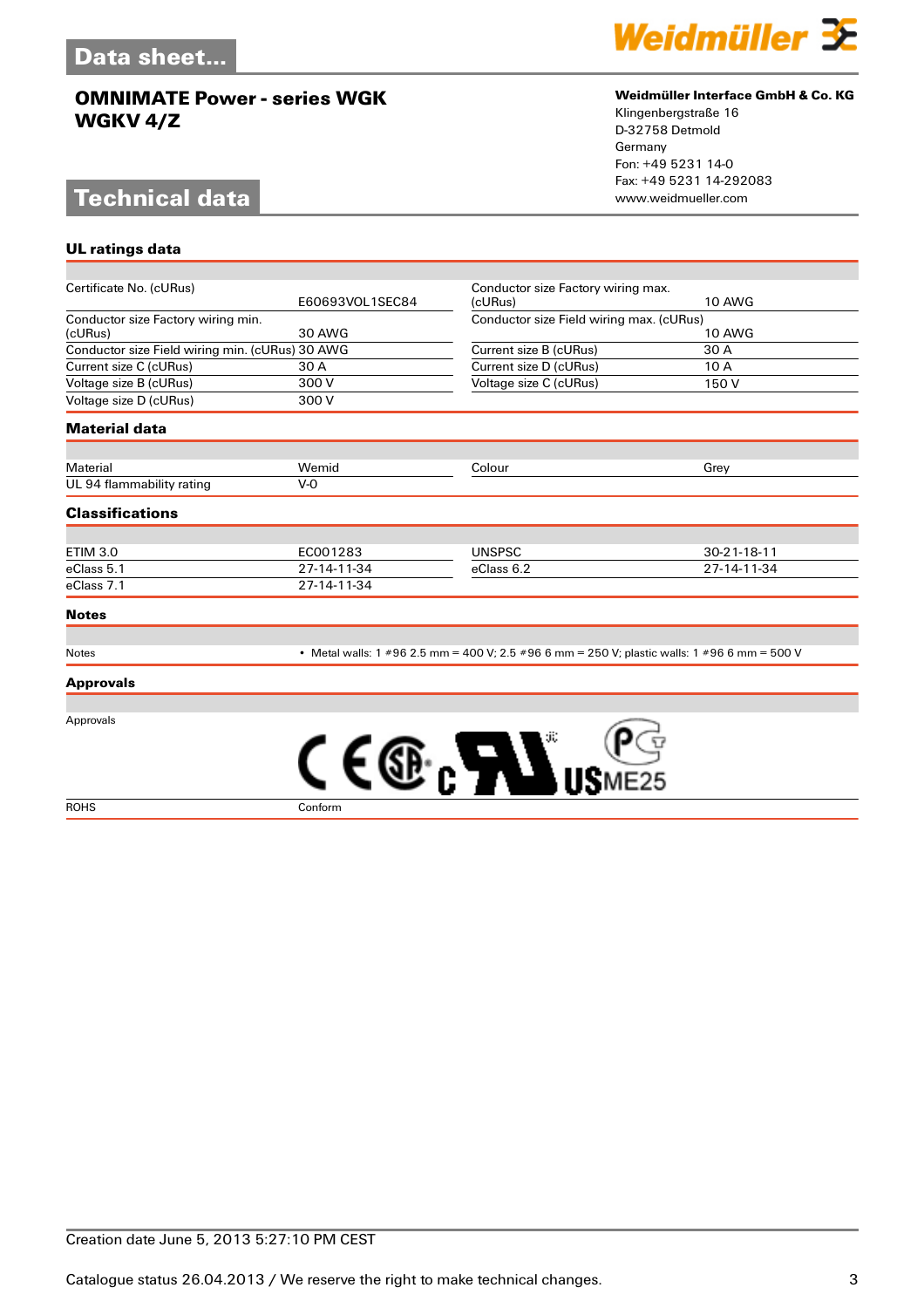# Data sheet...

## OMNIMATE Power - series WGK
## WGKV 4/Z

**Weidmüller Interface GmbH & Co. KG**
Klingenbergstraße 16
D-32758 Detmold
Germany
Fon: +49 5231 14-0
Fax: +49 5231 14-292083
www.weidmueller.com

# Technical data

### UL ratings data

| | | | |
|---|---|---|---|
| Certificate No. (cURus) | E60693VOL1SEC84 | Conductor size Factory wiring max. (cURus) | 10 AWG |
| Conductor size Factory wiring min. (cURus) | 30 AWG | Conductor size Field wiring max. (cURus) | 10 AWG |
| Conductor size Field wiring min. (cURus) | 30 AWG | Current size B (cURus) | 30 A |
| Current size C (cURus) | 30 A | Current size D (cURus) | 10 A |
| Voltage size B (cURus) | 300 V | Voltage size C (cURus) | 150 V |
| Voltage size D (cURus) | 300 V | | |

### Material data

| | | | |
|---|---|---|---|
| Material | Wemid | Colour | Grey |
| UL 94 flammability rating | V-0 | | |

### Classifications

| | | | |
|---|---|---|---|
| ETIM 3.0 | EC001283 | UNSPSC | 30-21-18-11 |
| eClass 5.1 | 27-14-11-34 | eClass 6.2 | 27-14-11-34 |
| eClass 7.1 | 27-14-11-34 | | |

### Notes

| | |
|---|---|
| Notes | • Metal walls: 1 #96 2.5 mm = 400 V; 2.5 #96 6 mm = 250 V; plastic walls: 1 #96 6 mm = 500 V |

### Approvals

| | |
|---|---|
| Approvals | |
| ROHS | Conform |

Creation date June 5, 2013 5:27:10 PM CEST

Catalogue status 26.04.2013 / We reserve the right to make technical changes.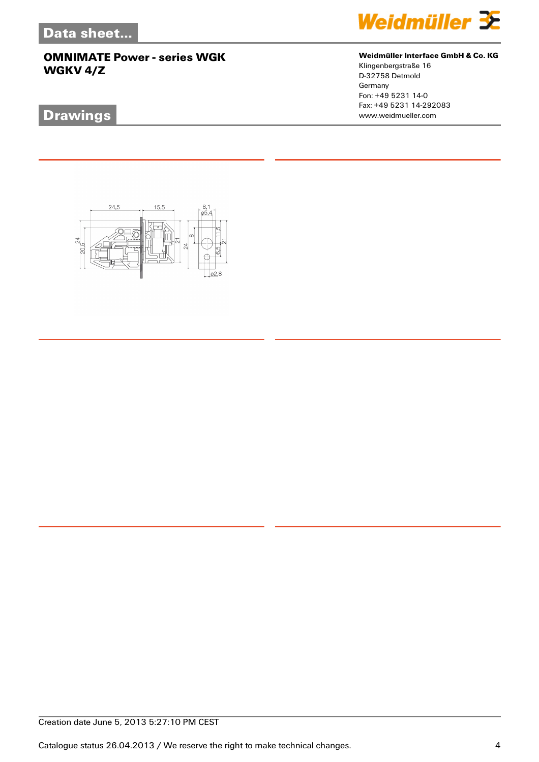## Data sheet...

**OMNIMATE Power - series WGK**
**WGKV 4/Z**

**Weidmüller Interface GmbH & Co. KG**
Klingenbergstraße 16
D-32758 Detmold
Germany
Fon: +49 5231 14-0
Fax: +49 5231 14-292083
www.weidmueller.com

## Drawings

24,5
15,5
8,1
ø5,4
24
20,5
21
8
24
11,5
6,5
21
ø2,8

Creation date June 5, 2013 5:27:10 PM CEST

Catalogue status 26.04.2013 / We reserve the right to make technical changes.